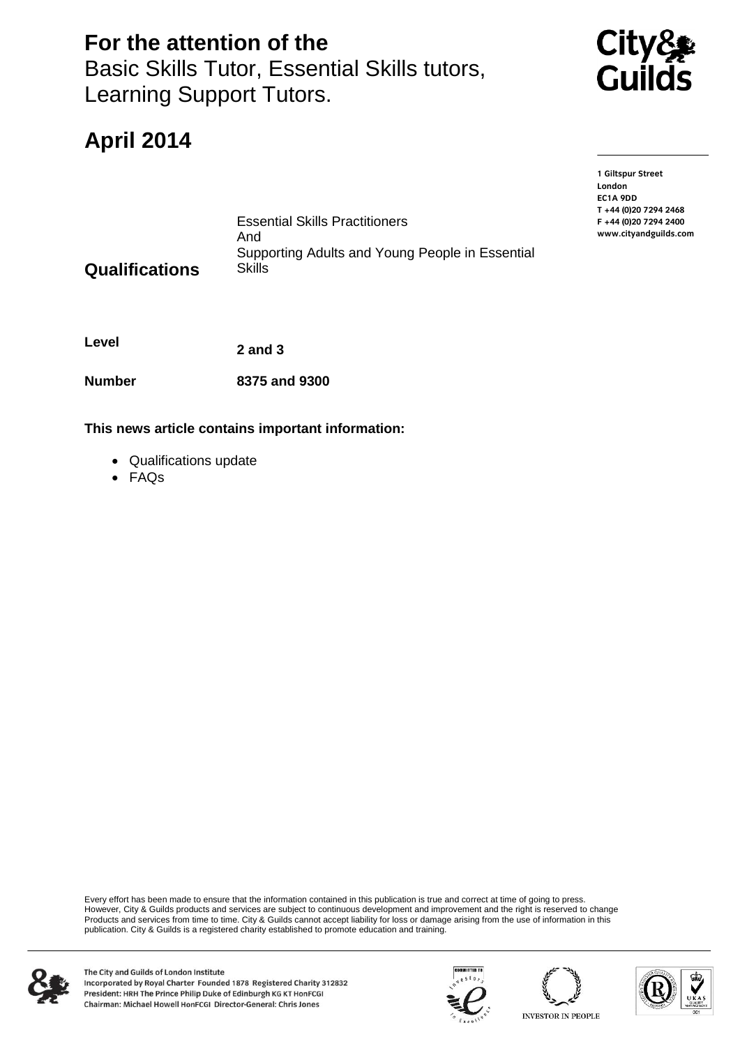# For the attention of the
Basic Skills Tutor, Essential Skills tutors, Learning Support Tutors.

## April 2014

1 Giltspur Street
London
EC1A 9DD
T +44 (0)20 7294 2468
F +44 (0)20 7294 2400
www.cityandguilds.com

| | |
|---|---|
| **Qualifications** | Essential Skills Practitioners And Supporting Adults and Young People in Essential Skills |
| **Level** | **2 and 3** |
| **Number** | **8375 and 9300** |

**This news article contains important information:**

- Qualifications update
- FAQs

Every effort has been made to ensure that the information contained in this publication is true and correct at time of going to press. However, City & Guilds products and services are subject to continuous development and improvement and the right is reserved to change Products and services from time to time. City & Guilds cannot accept liability for loss or damage arising from the use of information in this publication. City & Guilds is a registered charity established to promote education and training.

The City and Guilds of London Institute
Incorporated by Royal Charter Founded 1878 Registered Charity 312832
President: HRH The Prince Philip Duke of Edinburgh KG KT HonFCGI
Chairman: Michael Howell HonFCGI Director-General: Chris Jones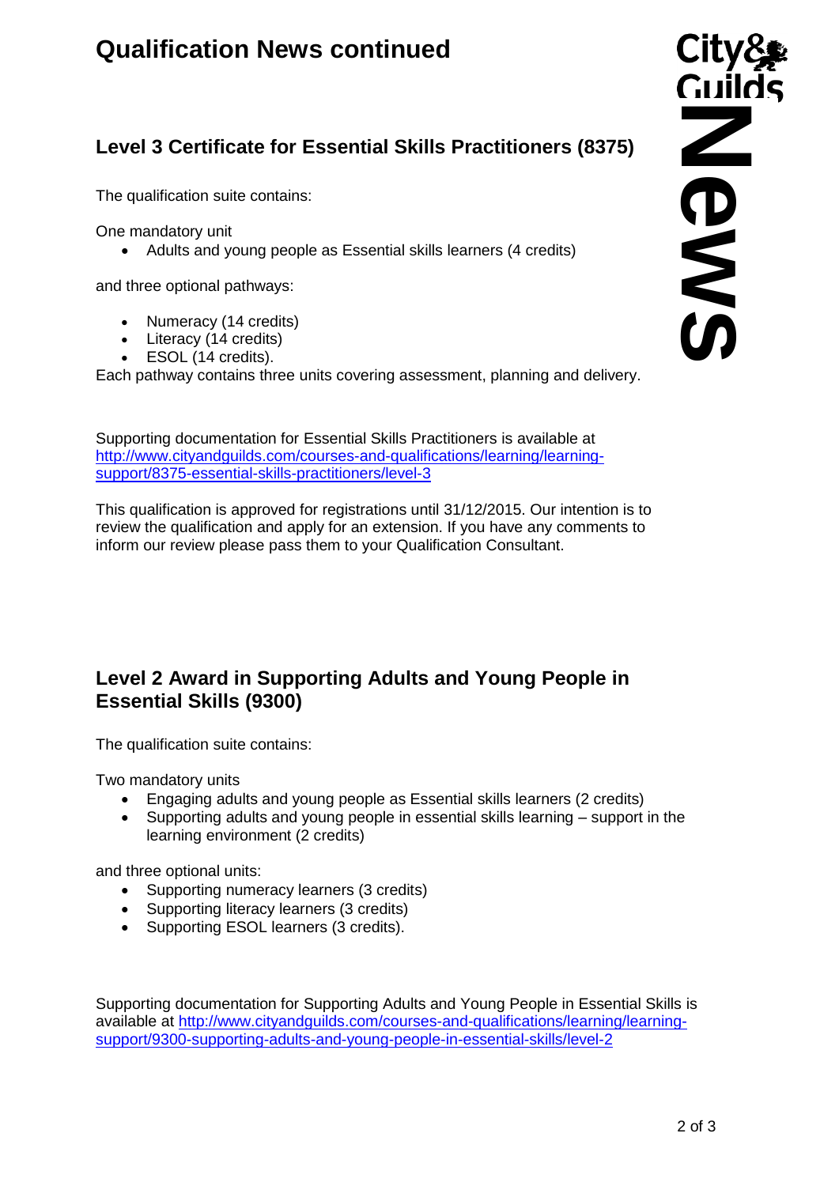# Qualification News continued

## Level 3 Certificate for Essential Skills Practitioners (8375)

The qualification suite contains:

One mandatory unit

- Adults and young people as Essential skills learners (4 credits)

and three optional pathways:

- Numeracy (14 credits)
- Literacy (14 credits)
- ESOL (14 credits).

Each pathway contains three units covering assessment, planning and delivery.

Supporting documentation for Essential Skills Practitioners is available at [http://www.cityandguilds.com/courses-and-qualifications/learning/learning-support/8375-essential-skills-practitioners/level-3](http://www.cityandguilds.com/courses-and-qualifications/learning/learning-support/8375-essential-skills-practitioners/level-3)

This qualification is approved for registrations until 31/12/2015. Our intention is to review the qualification and apply for an extension. If you have any comments to inform our review please pass them to your Qualification Consultant.

## Level 2 Award in Supporting Adults and Young People in Essential Skills (9300)

The qualification suite contains:

Two mandatory units

- Engaging adults and young people as Essential skills learners (2 credits)
- Supporting adults and young people in essential skills learning – support in the learning environment (2 credits)

and three optional units:

- Supporting numeracy learners (3 credits)
- Supporting literacy learners (3 credits)
- Supporting ESOL learners (3 credits).

Supporting documentation for Supporting Adults and Young People in Essential Skills is available at [http://www.cityandguilds.com/courses-and-qualifications/learning/learning-support/9300-supporting-adults-and-young-people-in-essential-skills/level-2](http://www.cityandguilds.com/courses-and-qualifications/learning/learning-support/9300-supporting-adults-and-young-people-in-essential-skills/level-2)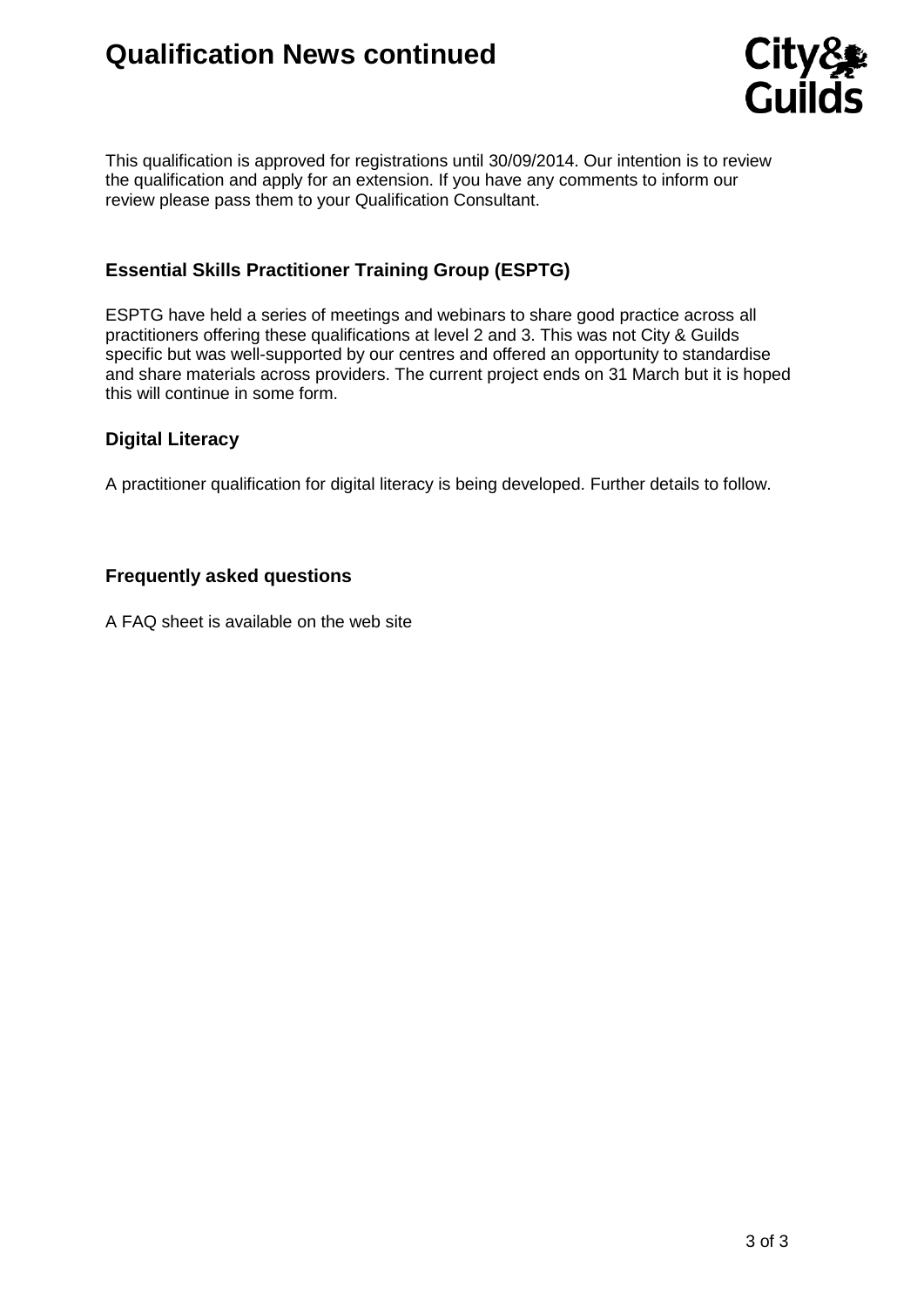# Qualification News continued

This qualification is approved for registrations until 30/09/2014. Our intention is to review the qualification and apply for an extension. If you have any comments to inform our review please pass them to your Qualification Consultant.

### Essential Skills Practitioner Training Group (ESPTG)

ESPTG have held a series of meetings and webinars to share good practice across all practitioners offering these qualifications at level 2 and 3. This was not City & Guilds specific but was well-supported by our centres and offered an opportunity to standardise and share materials across providers. The current project ends on 31 March but it is hoped this will continue in some form.

### Digital Literacy

A practitioner qualification for digital literacy is being developed. Further details to follow.

### Frequently asked questions

A FAQ sheet is available on the web site